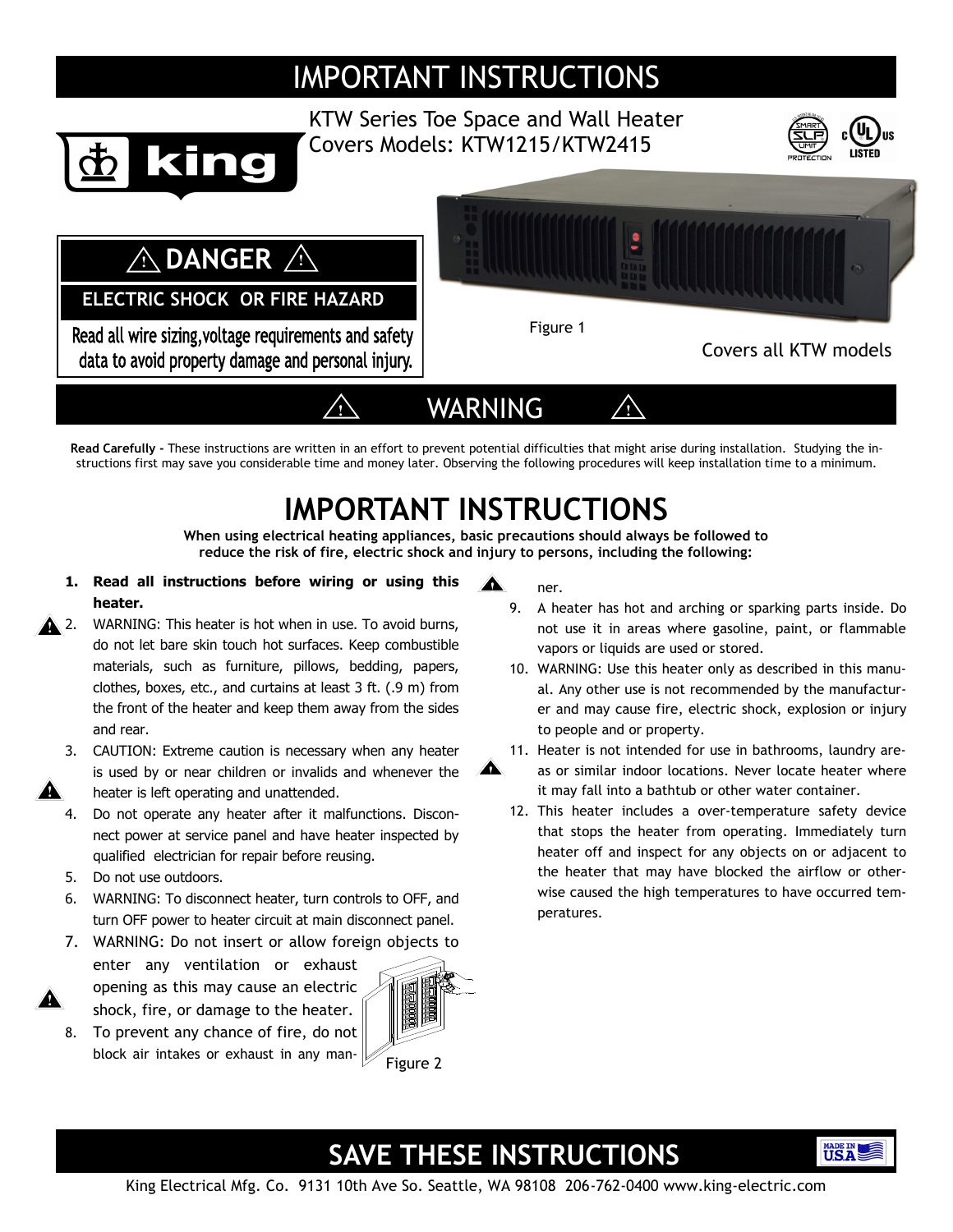# IMPORTANT INSTRUCTIONS

king

KTW Series Toe Space and Wall Heater
Covers Models: KTW1215/KTW2415

## ⚠ DANGER ⚠

**ELECTRIC SHOCK OR FIRE HAZARD**

Read all wire sizing, voltage requirements and safety data to avoid property damage and personal injury.

Figure 1

Covers all KTW models

## ⚠ WARNING ⚠

**Read Carefully -** These instructions are written in an effort to prevent potential difficulties that might arise during installation. Studying the instructions first may save you considerable time and money later. Observing the following procedures will keep installation time to a minimum.

# IMPORTANT INSTRUCTIONS

**When using electrical heating appliances, basic precautions should always be followed to reduce the risk of fire, electric shock and injury to persons, including the following:**

1. **Read all instructions before wiring or using this heater.**
2. WARNING: This heater is hot when in use. To avoid burns, do not let bare skin touch hot surfaces. Keep combustible materials, such as furniture, pillows, bedding, papers, clothes, boxes, etc., and curtains at least 3 ft. (.9 m) from the front of the heater and keep them away from the sides and rear.
3. CAUTION: Extreme caution is necessary when any heater is used by or near children or invalids and whenever the heater is left operating and unattended.
4. Do not operate any heater after it malfunctions. Disconnect power at service panel and have heater inspected by qualified electrician for repair before reusing.
5. Do not use outdoors.
6. WARNING: To disconnect heater, turn controls to OFF, and turn OFF power to heater circuit at main disconnect panel.
7. WARNING: Do not insert or allow foreign objects to enter any ventilation or exhaust opening as this may cause an electric shock, fire, or damage to the heater.
8. To prevent any chance of fire, do not block air intakes or exhaust in any manner.
9. A heater has hot and arching or sparking parts inside. Do not use it in areas where gasoline, paint, or flammable vapors or liquids are used or stored.
10. WARNING: Use this heater only as described in this manual. Any other use is not recommended by the manufacturer and may cause fire, electric shock, explosion or injury to people and or property.
11. Heater is not intended for use in bathrooms, laundry areas or similar indoor locations. Never locate heater where it may fall into a bathtub or other water container.
12. This heater includes a over-temperature safety device that stops the heater from operating. Immediately turn heater off and inspect for any objects on or adjacent to the heater that may have blocked the airflow or otherwise caused the high temperatures to have occurred temperatures.

Figure 2

## SAVE THESE INSTRUCTIONS

MADE IN USA

King Electrical Mfg. Co. 9131 10th Ave So. Seattle, WA 98108 206-762-0400 www.king-electric.com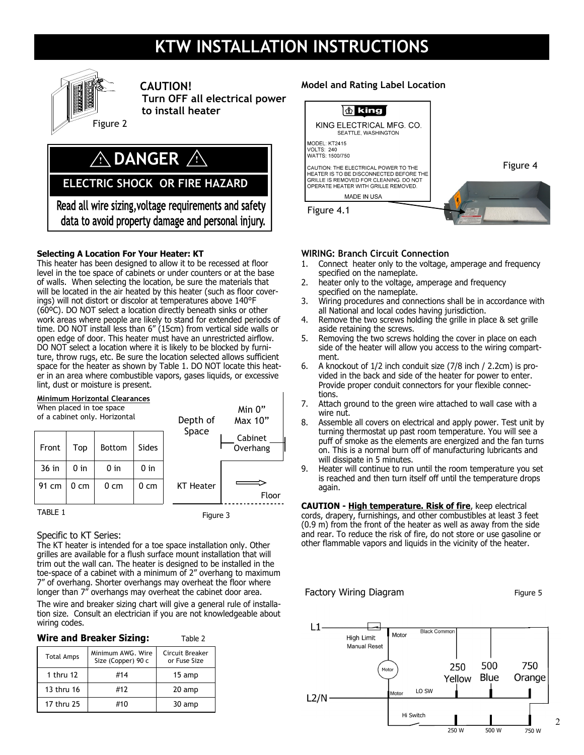# KTW INSTALLATION INSTRUCTIONS

Figure 2

**CAUTION!**
**Turn OFF all electrical power to install heater**

## ⚠ DANGER ⚠

**ELECTRIC SHOCK OR FIRE HAZARD**

**Read all wire sizing,voltage requirements and safety data to avoid property damage and personal injury.**

**Selecting A Location For Your Heater: KT**

This heater has been designed to allow it to be recessed at floor level in the toe space of cabinets or under counters or at the base of walls. When selecting the location, be sure the materials that will be located in the air heated by this heater (such as floor coverings) will not distort or discolor at temperatures above 140°F (60ºC). DO NOT select a location directly beneath sinks or other work areas where people are likely to stand for extended periods of time. DO NOT install less than 6" (15cm) from vertical side walls or open edge of door. This heater must have an unrestricted airflow. DO NOT select a location where it is likely to be blocked by furniture, throw rugs, etc. Be sure the location selected allows sufficient space for the heater as shown by Table 1. DO NOT locate this heater in an area where combustible vapors, gases liquids, or excessive lint, dust or moisture is present.

**Minimum Horizontal Clearances**
When placed in toe space of a cabinet only. Horizontal

| Front | Top | Bottom | Sides |
|---|---|---|---|
| 36 in | 0 in | 0 in | 0 in |
| 91 cm | 0 cm | 0 cm | 0 cm |

TABLE 1

Depth of Space
Min 0"
Max 10"
Cabinet Overhang
KT Heater
Floor

Figure 3

Specific to KT Series:
The KT heater is intended for a toe space installation only. Other grilles are available for a flush surface mount installation that will trim out the wall can. The heater is designed to be installed in the toe-space of a cabinet with a minimum of 2" overhang to maximum 7" of overhang. Shorter overhangs may overheat the floor where longer than 7" overhangs may overheat the cabinet door area.

The wire and breaker sizing chart will give a general rule of installation size. Consult an electrician if you are not knowledgeable about wiring codes.

**Wire and Breaker Sizing:** Table 2

| Total Amps | Minimum AWG. Wire Size (Copper) 90 c | Circuit Breaker or Fuse Size |
|---|---|---|
| 1 thru 12 | #14 | 15 amp |
| 13 thru 16 | #12 | 20 amp |
| 17 thru 25 | #10 | 30 amp |

**Model and Rating Label Location**

king
KING ELECTRICAL MFG. CO.
SEATTLE, WASHINGTON
MODEL: KT2415
VOLTS: 240
WATTS: 1500/750
CAUTION: THE ELECTRICAL POWER TO THE HEATER IS TO BE DISCONNECTED BEFORE THE GRILLE IS REMOVED FOR CLEANING. DO NOT OPERATE HEATER WITH GRILLE REMOVED.
MADE IN USA

Figure 4.1

Figure 4

**WIRING: Branch Circuit Connection**

1. Connect heater only to the voltage, amperage and frequency specified on the nameplate.
2. heater only to the voltage, amperage and frequency specified on the nameplate.
3. Wiring procedures and connections shall be in accordance with all National and local codes having jurisdiction.
4. Remove the two screws holding the grille in place & set grille aside retaining the screws.
5. Removing the two screws holding the cover in place on each side of the heater will allow you access to the wiring compartment.
6. A knockout of 1/2 inch conduit size (7/8 inch / 2.2cm) is provided in the back and side of the heater for power to enter. Provide proper conduit connectors for your flexible connections.
7. Attach ground to the green wire attached to wall case with a wire nut.
8. Assemble all covers on electrical and apply power. Test unit by turning thermostat up past room temperature. You will see a puff of smoke as the elements are energized and the fan turns on. This is a normal burn off of manufacturing lubricants and will dissipate in 5 minutes.
9. Heater will continue to run until the room temperature you set is reached and then turn itself off until the temperature drops again.

**CAUTION - <u>High temperature. Risk of fire</u>**, keep electrical cords, drapery, furnishings, and other combustibles at least 3 feet (0.9 m) from the front of the heater as well as away from the side and rear. To reduce the risk of fire, do not store or use gasoline or other flammable vapors and liquids in the vicinity of the heater.

Factory Wiring Diagram

Figure 5

L1
High Limit
Manual Reset
Motor
Black Common
Motor
250 Yellow
500 Blue
750 Orange
L2/N
Motor
LO SW
Hi Switch
250 W
500 W
750 W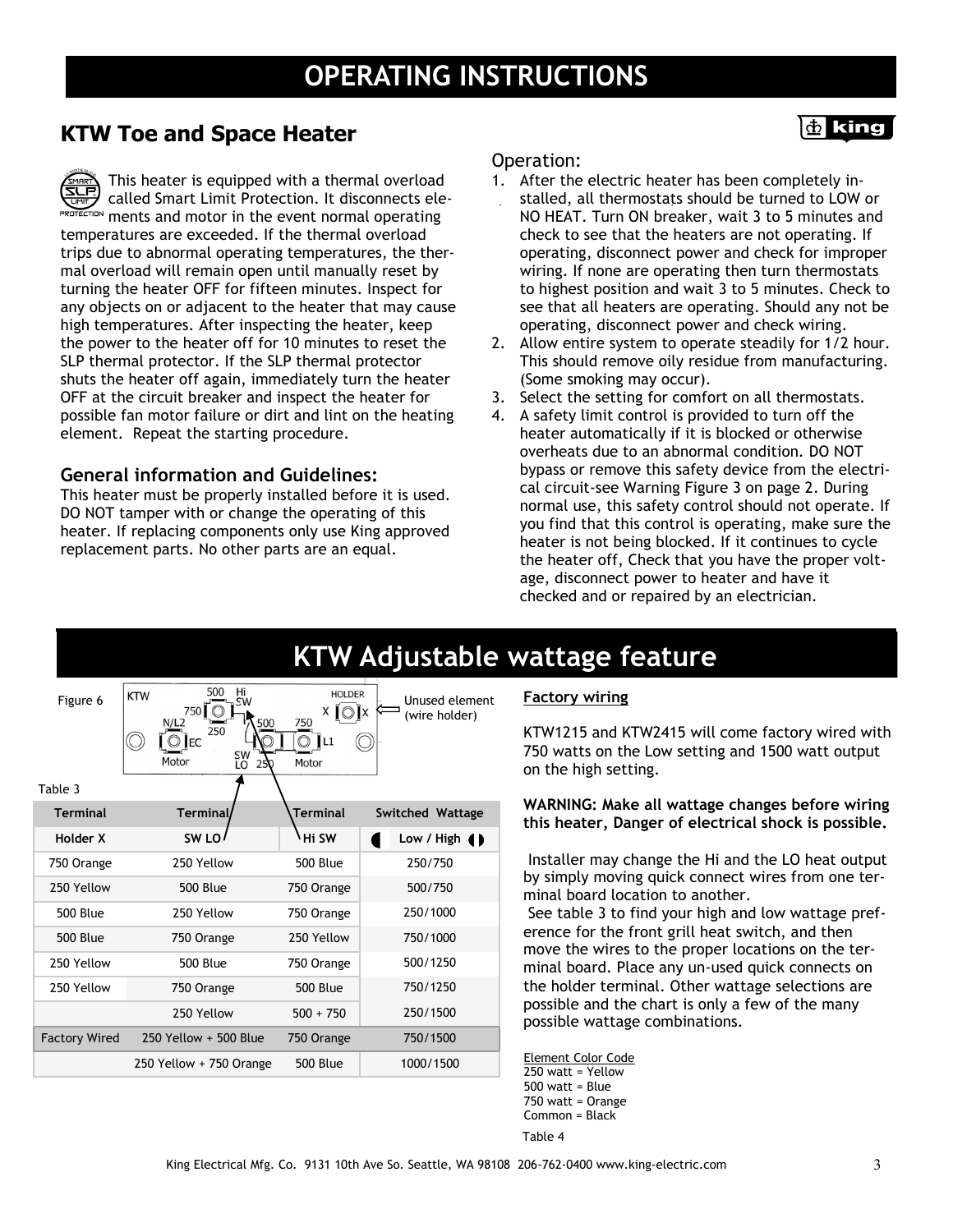# OPERATING INSTRUCTIONS

## KTW Toe and Space Heater

This heater is equipped with a thermal overload called Smart Limit Protection. It disconnects elements and motor in the event normal operating temperatures are exceeded. If the thermal overload trips due to abnormal operating temperatures, the thermal overload will remain open until manually reset by turning the heater OFF for fifteen minutes. Inspect for any objects on or adjacent to the heater that may cause high temperatures. After inspecting the heater, keep the power to the heater off for 10 minutes to reset the SLP thermal protector. If the SLP thermal protector shuts the heater off again, immediately turn the heater OFF at the circuit breaker and inspect the heater for possible fan motor failure or dirt and lint on the heating element. Repeat the starting procedure.

### General information and Guidelines:

This heater must be properly installed before it is used. DO NOT tamper with or change the operating of this heater. If replacing components only use King approved replacement parts. No other parts are an equal.

### Operation:

1. After the electric heater has been completely installed, all thermostats should be turned to LOW or NO HEAT. Turn ON breaker, wait 3 to 5 minutes and check to see that the heaters are not operating. If operating, disconnect power and check for improper wiring. If none are operating then turn thermostats to highest position and wait 3 to 5 minutes. Check to see that all heaters are operating. Should any not be operating, disconnect power and check wiring.
2. Allow entire system to operate steadily for 1/2 hour. This should remove oily residue from manufacturing. (Some smoking may occur).
3. Select the setting for comfort on all thermostats.
4. A safety limit control is provided to turn off the heater automatically if it is blocked or otherwise overheats due to an abnormal condition. DO NOT bypass or remove this safety device from the electrical circuit-see Warning Figure 3 on page 2. During normal use, this safety control should not operate. If you find that this control is operating, make sure the heater is not being blocked. If it continues to cycle the heater off, Check that you have the proper voltage, disconnect power to heater and have it checked and or repaired by an electrician.

# KTW Adjustable wattage feature

Figure 6

KTW
500 Hi SW
750
N/L2
250
EC
Motor
SW LO 250
500 750
L1
Motor
HOLDER X X
Unused element (wire holder)

Table 3

| Terminal | Terminal | Terminal | Switched Wattage |
|---|---|---|---|
| Holder X | SW LO | Hi SW | Low / High |
| 750 Orange | 250 Yellow | 500 Blue | 250/750 |
| 250 Yellow | 500 Blue | 750 Orange | 500/750 |
| 500 Blue | 250 Yellow | 750 Orange | 250/1000 |
| 500 Blue | 750 Orange | 250 Yellow | 750/1000 |
| 250 Yellow | 500 Blue | 750 Orange | 500/1250 |
| 250 Yellow | 750 Orange | 500 Blue | 750/1250 |
| | 250 Yellow | 500 + 750 | 250/1500 |
| Factory Wired | 250 Yellow + 500 Blue | 750 Orange | 750/1500 |
| | 250 Yellow + 750 Orange | 500 Blue | 1000/1500 |

**Factory wiring**

KTW1215 and KTW2415 will come factory wired with 750 watts on the Low setting and 1500 watt output on the high setting.

**WARNING: Make all wattage changes before wiring this heater, Danger of electrical shock is possible.**

Installer may change the Hi and the LO heat output by simply moving quick connect wires from one terminal board location to another.

See table 3 to find your high and low wattage preference for the front grill heat switch, and then move the wires to the proper locations on the terminal board. Place any un-used quick connects on the holder terminal. Other wattage selections are possible and the chart is only a few of the many possible wattage combinations.

Element Color Code
250 watt = Yellow
500 watt = Blue
750 watt = Orange
Common = Black

Table 4

King Electrical Mfg. Co. 9131 10th Ave So. Seattle, WA 98108 206-762-0400 www.king-electric.com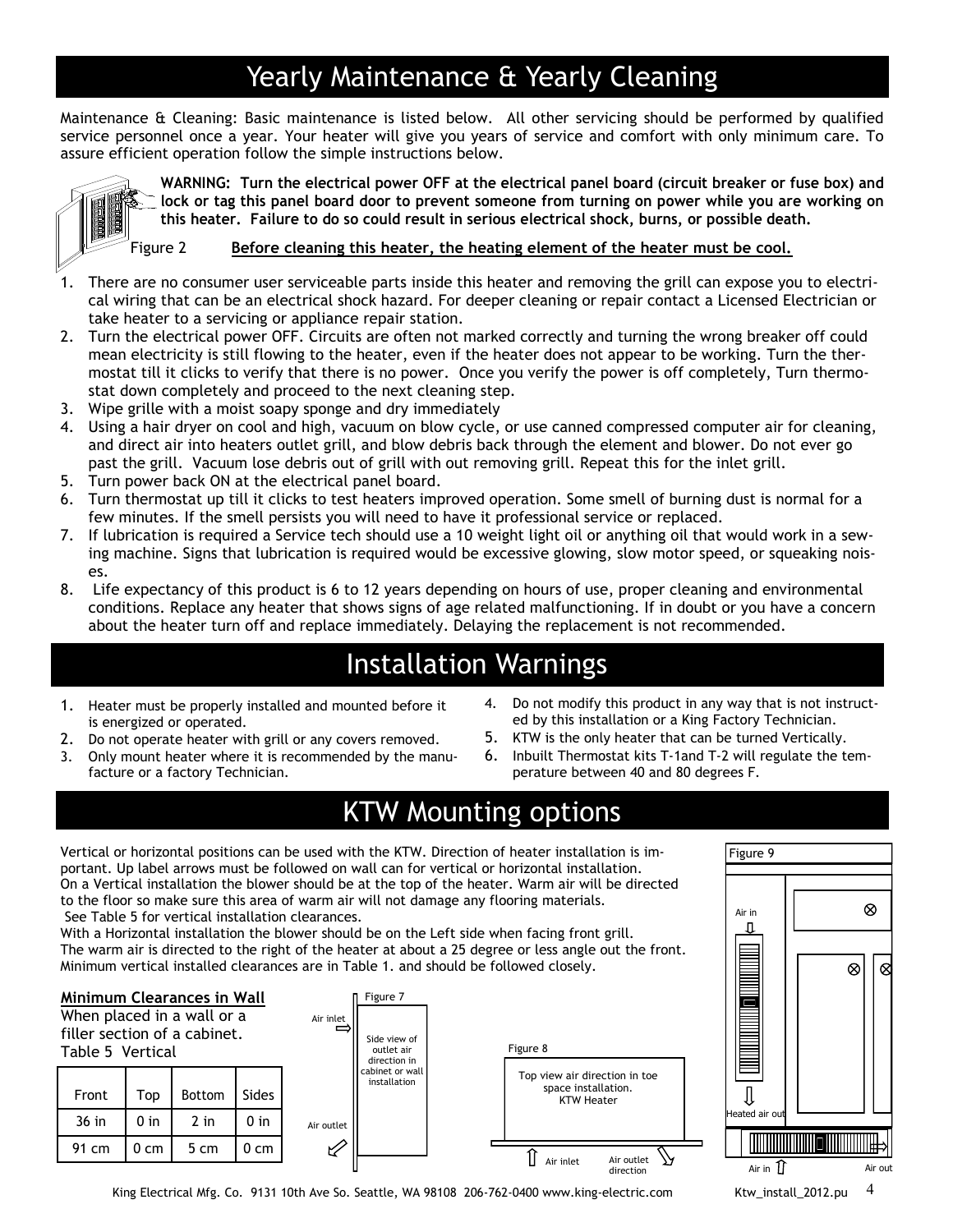# Yearly Maintenance & Yearly Cleaning

Maintenance & Cleaning: Basic maintenance is listed below. All other servicing should be performed by qualified service personnel once a year. Your heater will give you years of service and comfort with only minimum care. To assure efficient operation follow the simple instructions below.

**WARNING: Turn the electrical power OFF at the electrical panel board (circuit breaker or fuse box) and lock or tag this panel board door to prevent someone from turning on power while you are working on this heater. Failure to do so could result in serious electrical shock, burns, or possible death.**

Figure 2 **Before cleaning this heater, the heating element of the heater must be cool.**

1. There are no consumer user serviceable parts inside this heater and removing the grill can expose you to electrical wiring that can be an electrical shock hazard. For deeper cleaning or repair contact a Licensed Electrician or take heater to a servicing or appliance repair station.
2. Turn the electrical power OFF. Circuits are often not marked correctly and turning the wrong breaker off could mean electricity is still flowing to the heater, even if the heater does not appear to be working. Turn the thermostat till it clicks to verify that there is no power. Once you verify the power is off completely, Turn thermostat down completely and proceed to the next cleaning step.
3. Wipe grille with a moist soapy sponge and dry immediately
4. Using a hair dryer on cool and high, vacuum on blow cycle, or use canned compressed computer air for cleaning, and direct air into heaters outlet grill, and blow debris back through the element and blower. Do not ever go past the grill. Vacuum lose debris out of grill with out removing grill. Repeat this for the inlet grill.
5. Turn power back ON at the electrical panel board.
6. Turn thermostat up till it clicks to test heaters improved operation. Some smell of burning dust is normal for a few minutes. If the smell persists you will need to have it professional service or replaced.
7. If lubrication is required a Service tech should use a 10 weight light oil or anything oil that would work in a sewing machine. Signs that lubrication is required would be excessive glowing, slow motor speed, or squeaking noises.
8. Life expectancy of this product is 6 to 12 years depending on hours of use, proper cleaning and environmental conditions. Replace any heater that shows signs of age related malfunctioning. If in doubt or you have a concern about the heater turn off and replace immediately. Delaying the replacement is not recommended.

# Installation Warnings

1. Heater must be properly installed and mounted before it is energized or operated.
2. Do not operate heater with grill or any covers removed.
3. Only mount heater where it is recommended by the manufacture or a factory Technician.
4. Do not modify this product in any way that is not instructed by this installation or a King Factory Technician.
5. KTW is the only heater that can be turned Vertically.
6. Inbuilt Thermostat kits T-1and T-2 will regulate the temperature between 40 and 80 degrees F.

# KTW Mounting options

Vertical or horizontal positions can be used with the KTW. Direction of heater installation is important. Up label arrows must be followed on wall can for vertical or horizontal installation.
On a Vertical installation the blower should be at the top of the heater. Warm air will be directed to the floor so make sure this area of warm air will not damage any flooring materials.
See Table 5 for vertical installation clearances.
With a Horizontal installation the blower should be on the Left side when facing front grill.
The warm air is directed to the right of the heater at about a 25 degree or less angle out the front.
Minimum vertical installed clearances are in Table 1. and should be followed closely.

**Minimum Clearances in Wall**

When placed in a wall or a filler section of a cabinet.
Table 5 Vertical

| Front | Top | Bottom | Sides |
|---|---|---|---|
| 36 in | 0 in | 2 in | 0 in |
| 91 cm | 0 cm | 5 cm | 0 cm |

Figure 7

Air inlet

Side view of outlet air direction in cabinet or wall installation

Air outlet

Figure 8

Top view air direction in toe space installation. KTW Heater

Air inlet

Air outlet direction

Figure 9

Air in

Heated air out

Air in

Air out